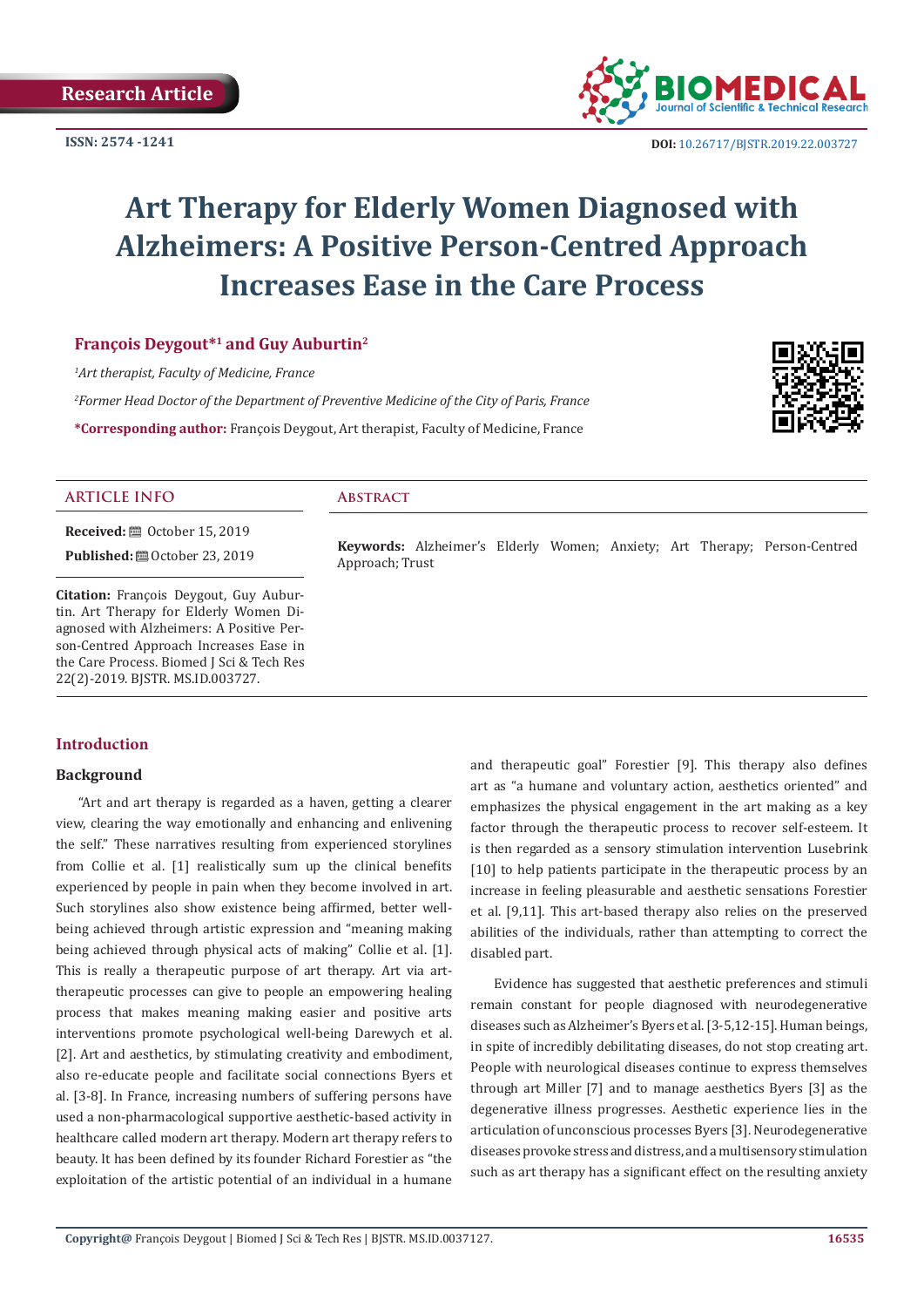Research Article

ISSN: 2574 -1241

DOI: 10.26717/BJSTR.2019.22.003727

# Art Therapy for Elderly Women Diagnosed with Alzheimers: A Positive Person-Centred Approach Increases Ease in the Care Process

**François Deygout*[1] and Guy Auburtin[2]**

[1]*Art therapist, Faculty of Medicine, France*

[2]*Former Head Doctor of the Department of Preventive Medicine of the City of Paris, France*

**\*Corresponding author:** François Deygout, Art therapist, Faculty of Medicine, France

## ARTICLE INFO

**Received:** October 15, 2019

**Published:** October 23, 2019

**Citation:** François Deygout, Guy Auburtin. Art Therapy for Elderly Women Diagnosed with Alzheimers: A Positive Person-Centred Approach Increases Ease in the Care Process. Biomed J Sci & Tech Res 22(2)-2019. BJSTR. MS.ID.003727.

## Abstract

**Keywords:** Alzheimer's Elderly Women; Anxiety; Art Therapy; Person-Centred Approach; Trust

## Introduction

### Background

"Art and art therapy is regarded as a haven, getting a clearer view, clearing the way emotionally and enhancing and enlivening the self." These narratives resulting from experienced storylines from Collie et al. [1] realistically sum up the clinical benefits experienced by people in pain when they become involved in art. Such storylines also show existence being affirmed, better well-being achieved through artistic expression and "meaning making being achieved through physical acts of making" Collie et al. [1]. This is really a therapeutic purpose of art therapy. Art via art-therapeutic processes can give to people an empowering healing process that makes meaning making easier and positive arts interventions promote psychological well-being Darewych et al. [2]. Art and aesthetics, by stimulating creativity and embodiment, also re-educate people and facilitate social connections Byers et al. [3-8]. In France, increasing numbers of suffering persons have used a non-pharmacological supportive aesthetic-based activity in healthcare called modern art therapy. Modern art therapy refers to beauty. It has been defined by its founder Richard Forestier as "the exploitation of the artistic potential of an individual in a humane and therapeutic goal" Forestier [9]. This therapy also defines art as "a humane and voluntary action, aesthetics oriented" and emphasizes the physical engagement in the art making as a key factor through the therapeutic process to recover self-esteem. It is then regarded as a sensory stimulation intervention Lusebrink [10] to help patients participate in the therapeutic process by an increase in feeling pleasurable and aesthetic sensations Forestier et al. [9,11]. This art-based therapy also relies on the preserved abilities of the individuals, rather than attempting to correct the disabled part.

Evidence has suggested that aesthetic preferences and stimuli remain constant for people diagnosed with neurodegenerative diseases such as Alzheimer's Byers et al. [3-5,12-15]. Human beings, in spite of incredibly debilitating diseases, do not stop creating art. People with neurological diseases continue to express themselves through art Miller [7] and to manage aesthetics Byers [3] as the degenerative illness progresses. Aesthetic experience lies in the articulation of unconscious processes Byers [3]. Neurodegenerative diseases provoke stress and distress, and a multisensory stimulation such as art therapy has a significant effect on the resulting anxiety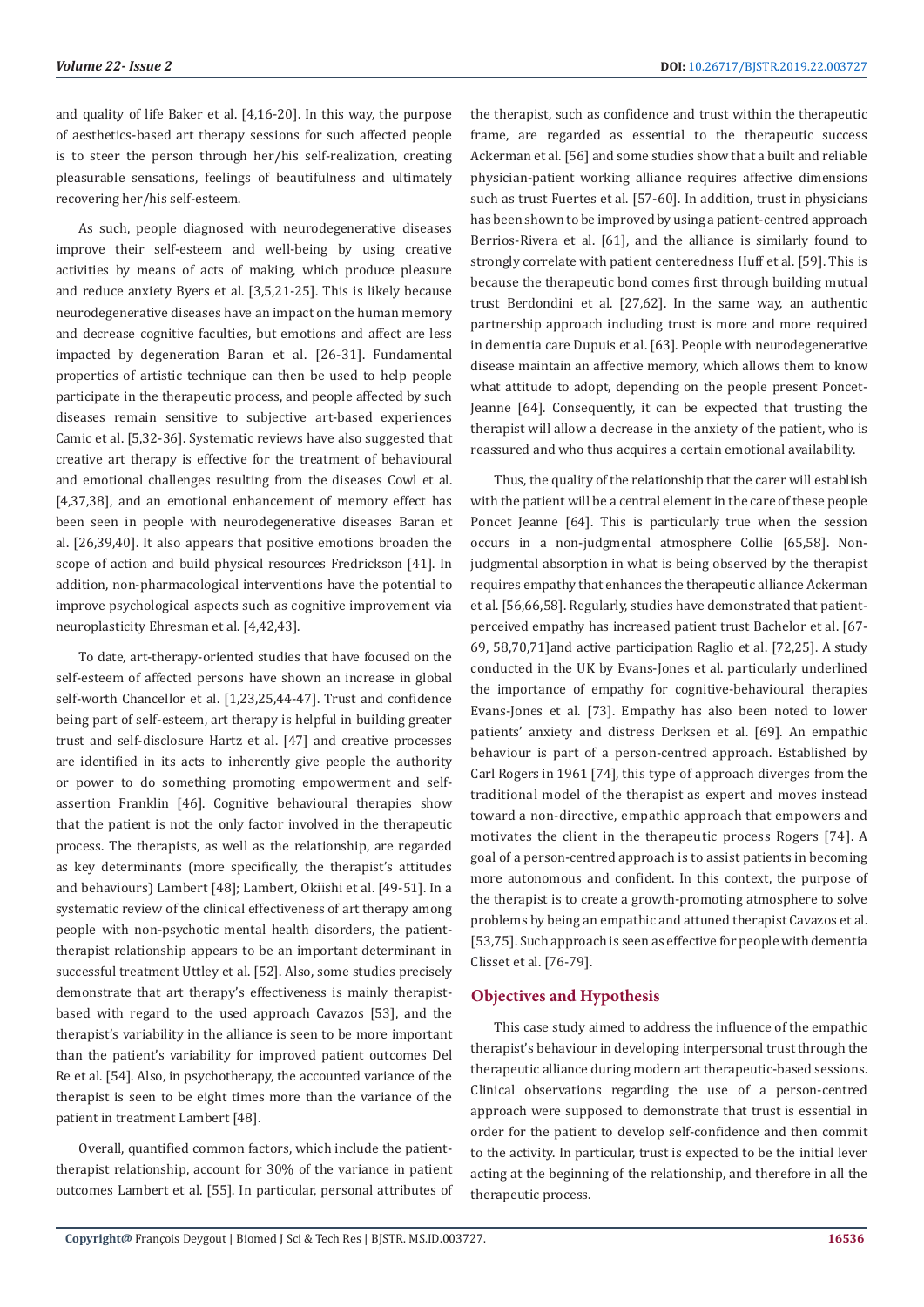and quality of life Baker et al. [4,16-20]. In this way, the purpose of aesthetics-based art therapy sessions for such affected people is to steer the person through her/his self-realization, creating pleasurable sensations, feelings of beautifulness and ultimately recovering her/his self-esteem.

As such, people diagnosed with neurodegenerative diseases improve their self-esteem and well-being by using creative activities by means of acts of making, which produce pleasure and reduce anxiety Byers et al. [3,5,21-25]. This is likely because neurodegenerative diseases have an impact on the human memory and decrease cognitive faculties, but emotions and affect are less impacted by degeneration Baran et al. [26-31]. Fundamental properties of artistic technique can then be used to help people participate in the therapeutic process, and people affected by such diseases remain sensitive to subjective art-based experiences Camic et al. [5,32-36]. Systematic reviews have also suggested that creative art therapy is effective for the treatment of behavioural and emotional challenges resulting from the diseases Cowl et al. [4,37,38], and an emotional enhancement of memory effect has been seen in people with neurodegenerative diseases Baran et al. [26,39,40]. It also appears that positive emotions broaden the scope of action and build physical resources Fredrickson [41]. In addition, non-pharmacological interventions have the potential to improve psychological aspects such as cognitive improvement via neuroplasticity Ehresman et al. [4,42,43].

To date, art-therapy-oriented studies that have focused on the self-esteem of affected persons have shown an increase in global self-worth Chancellor et al. [1,23,25,44-47]. Trust and confidence being part of self-esteem, art therapy is helpful in building greater trust and self-disclosure Hartz et al. [47] and creative processes are identified in its acts to inherently give people the authority or power to do something promoting empowerment and self-assertion Franklin [46]. Cognitive behavioural therapies show that the patient is not the only factor involved in the therapeutic process. The therapists, as well as the relationship, are regarded as key determinants (more specifically, the therapist's attitudes and behaviours) Lambert [48]; Lambert, Okiishi et al. [49-51]. In a systematic review of the clinical effectiveness of art therapy among people with non-psychotic mental health disorders, the patient-therapist relationship appears to be an important determinant in successful treatment Uttley et al. [52]. Also, some studies precisely demonstrate that art therapy's effectiveness is mainly therapist-based with regard to the used approach Cavazos [53], and the therapist's variability in the alliance is seen to be more important than the patient's variability for improved patient outcomes Del Re et al. [54]. Also, in psychotherapy, the accounted variance of the therapist is seen to be eight times more than the variance of the patient in treatment Lambert [48].

Overall, quantified common factors, which include the patient-therapist relationship, account for 30% of the variance in patient outcomes Lambert et al. [55]. In particular, personal attributes of the therapist, such as confidence and trust within the therapeutic frame, are regarded as essential to the therapeutic success Ackerman et al. [56] and some studies show that a built and reliable physician-patient working alliance requires affective dimensions such as trust Fuertes et al. [57-60]. In addition, trust in physicians has been shown to be improved by using a patient-centred approach Berrios-Rivera et al. [61], and the alliance is similarly found to strongly correlate with patient centeredness Huff et al. [59]. This is because the therapeutic bond comes first through building mutual trust Berdondini et al. [27,62]. In the same way, an authentic partnership approach including trust is more and more required in dementia care Dupuis et al. [63]. People with neurodegenerative disease maintain an affective memory, which allows them to know what attitude to adopt, depending on the people present Poncet-Jeanne [64]. Consequently, it can be expected that trusting the therapist will allow a decrease in the anxiety of the patient, who is reassured and who thus acquires a certain emotional availability.

Thus, the quality of the relationship that the carer will establish with the patient will be a central element in the care of these people Poncet Jeanne [64]. This is particularly true when the session occurs in a non-judgmental atmosphere Collie [65,58]. Non-judgmental absorption in what is being observed by the therapist requires empathy that enhances the therapeutic alliance Ackerman et al. [56,66,58]. Regularly, studies have demonstrated that patient-perceived empathy has increased patient trust Bachelor et al. [67-69, 58,70,71]and active participation Raglio et al. [72,25]. A study conducted in the UK by Evans-Jones et al. particularly underlined the importance of empathy for cognitive-behavioural therapies Evans-Jones et al. [73]. Empathy has also been noted to lower patients' anxiety and distress Derksen et al. [69]. An empathic behaviour is part of a person-centred approach. Established by Carl Rogers in 1961 [74], this type of approach diverges from the traditional model of the therapist as expert and moves instead toward a non-directive, empathic approach that empowers and motivates the client in the therapeutic process Rogers [74]. A goal of a person-centred approach is to assist patients in becoming more autonomous and confident. In this context, the purpose of the therapist is to create a growth-promoting atmosphere to solve problems by being an empathic and attuned therapist Cavazos et al. [53,75]. Such approach is seen as effective for people with dementia Clisset et al. [76-79].

## Objectives and Hypothesis

This case study aimed to address the influence of the empathic therapist's behaviour in developing interpersonal trust through the therapeutic alliance during modern art therapeutic-based sessions. Clinical observations regarding the use of a person-centred approach were supposed to demonstrate that trust is essential in order for the patient to develop self-confidence and then commit to the activity. In particular, trust is expected to be the initial lever acting at the beginning of the relationship, and therefore in all the therapeutic process.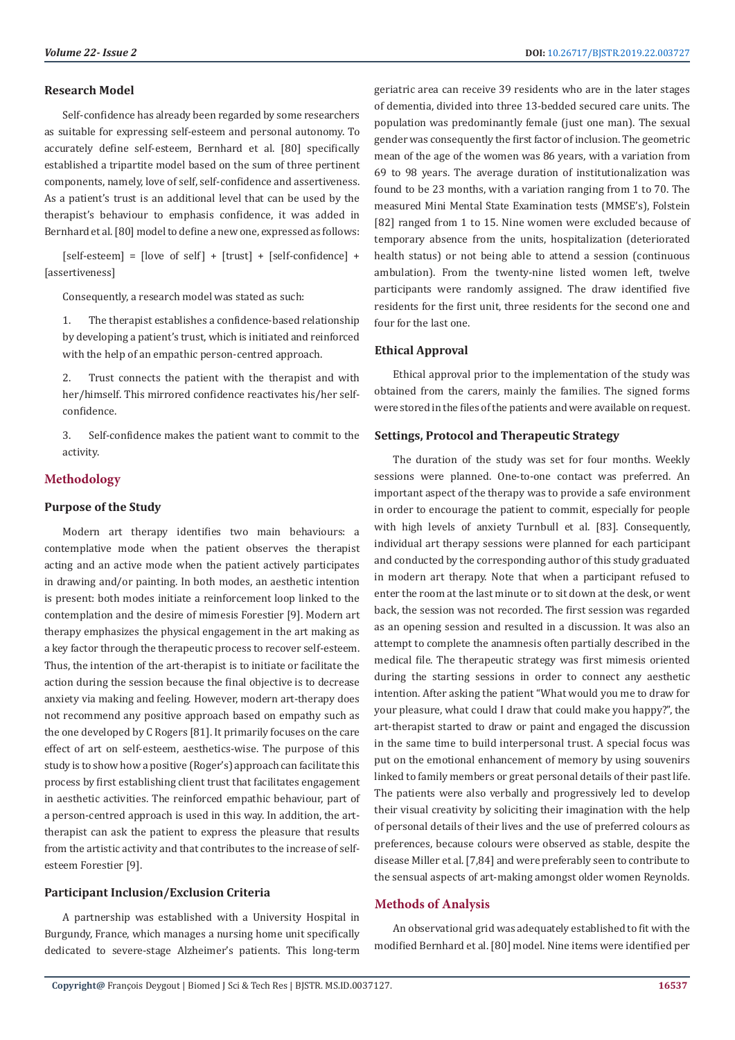### Research Model

Self-confidence has already been regarded by some researchers as suitable for expressing self-esteem and personal autonomy. To accurately define self-esteem, Bernhard et al. [80] specifically established a tripartite model based on the sum of three pertinent components, namely, love of self, self-confidence and assertiveness. As a patient's trust is an additional level that can be used by the therapist's behaviour to emphasis confidence, it was added in Bernhard et al. [80] model to define a new one, expressed as follows:

[self-esteem] = [love of self] + [trust] + [self-confidence] + [assertiveness]

Consequently, a research model was stated as such:

1. The therapist establishes a confidence-based relationship by developing a patient's trust, which is initiated and reinforced with the help of an empathic person-centred approach.
2. Trust connects the patient with the therapist and with her/himself. This mirrored confidence reactivates his/her self-confidence.
3. Self-confidence makes the patient want to commit to the activity.

## Methodology

### Purpose of the Study

Modern art therapy identifies two main behaviours: a contemplative mode when the patient observes the therapist acting and an active mode when the patient actively participates in drawing and/or painting. In both modes, an aesthetic intention is present: both modes initiate a reinforcement loop linked to the contemplation and the desire of mimesis Forestier [9]. Modern art therapy emphasizes the physical engagement in the art making as a key factor through the therapeutic process to recover self-esteem. Thus, the intention of the art-therapist is to initiate or facilitate the action during the session because the final objective is to decrease anxiety via making and feeling. However, modern art-therapy does not recommend any positive approach based on empathy such as the one developed by C Rogers [81]. It primarily focuses on the care effect of art on self-esteem, aesthetics-wise. The purpose of this study is to show how a positive (Roger's) approach can facilitate this process by first establishing client trust that facilitates engagement in aesthetic activities. The reinforced empathic behaviour, part of a person-centred approach is used in this way. In addition, the art-therapist can ask the patient to express the pleasure that results from the artistic activity and that contributes to the increase of self-esteem Forestier [9].

### Participant Inclusion/Exclusion Criteria

A partnership was established with a University Hospital in Burgundy, France, which manages a nursing home unit specifically dedicated to severe-stage Alzheimer's patients. This long-term geriatric area can receive 39 residents who are in the later stages of dementia, divided into three 13-bedded secured care units. The population was predominantly female (just one man). The sexual gender was consequently the first factor of inclusion. The geometric mean of the age of the women was 86 years, with a variation from 69 to 98 years. The average duration of institutionalization was found to be 23 months, with a variation ranging from 1 to 70. The measured Mini Mental State Examination tests (MMSE's), Folstein [82] ranged from 1 to 15. Nine women were excluded because of temporary absence from the units, hospitalization (deteriorated health status) or not being able to attend a session (continuous ambulation). From the twenty-nine listed women left, twelve participants were randomly assigned. The draw identified five residents for the first unit, three residents for the second one and four for the last one.

### Ethical Approval

Ethical approval prior to the implementation of the study was obtained from the carers, mainly the families. The signed forms were stored in the files of the patients and were available on request.

### Settings, Protocol and Therapeutic Strategy

The duration of the study was set for four months. Weekly sessions were planned. One-to-one contact was preferred. An important aspect of the therapy was to provide a safe environment in order to encourage the patient to commit, especially for people with high levels of anxiety Turnbull et al. [83]. Consequently, individual art therapy sessions were planned for each participant and conducted by the corresponding author of this study graduated in modern art therapy. Note that when a participant refused to enter the room at the last minute or to sit down at the desk, or went back, the session was not recorded. The first session was regarded as an opening session and resulted in a discussion. It was also an attempt to complete the anamnesis often partially described in the medical file. The therapeutic strategy was first mimesis oriented during the starting sessions in order to connect any aesthetic intention. After asking the patient "What would you me to draw for your pleasure, what could I draw that could make you happy?", the art-therapist started to draw or paint and engaged the discussion in the same time to build interpersonal trust. A special focus was put on the emotional enhancement of memory by using souvenirs linked to family members or great personal details of their past life. The patients were also verbally and progressively led to develop their visual creativity by soliciting their imagination with the help of personal details of their lives and the use of preferred colours as preferences, because colours were observed as stable, despite the disease Miller et al. [7,84] and were preferably seen to contribute to the sensual aspects of art-making amongst older women Reynolds.

## Methods of Analysis

An observational grid was adequately established to fit with the modified Bernhard et al. [80] model. Nine items were identified per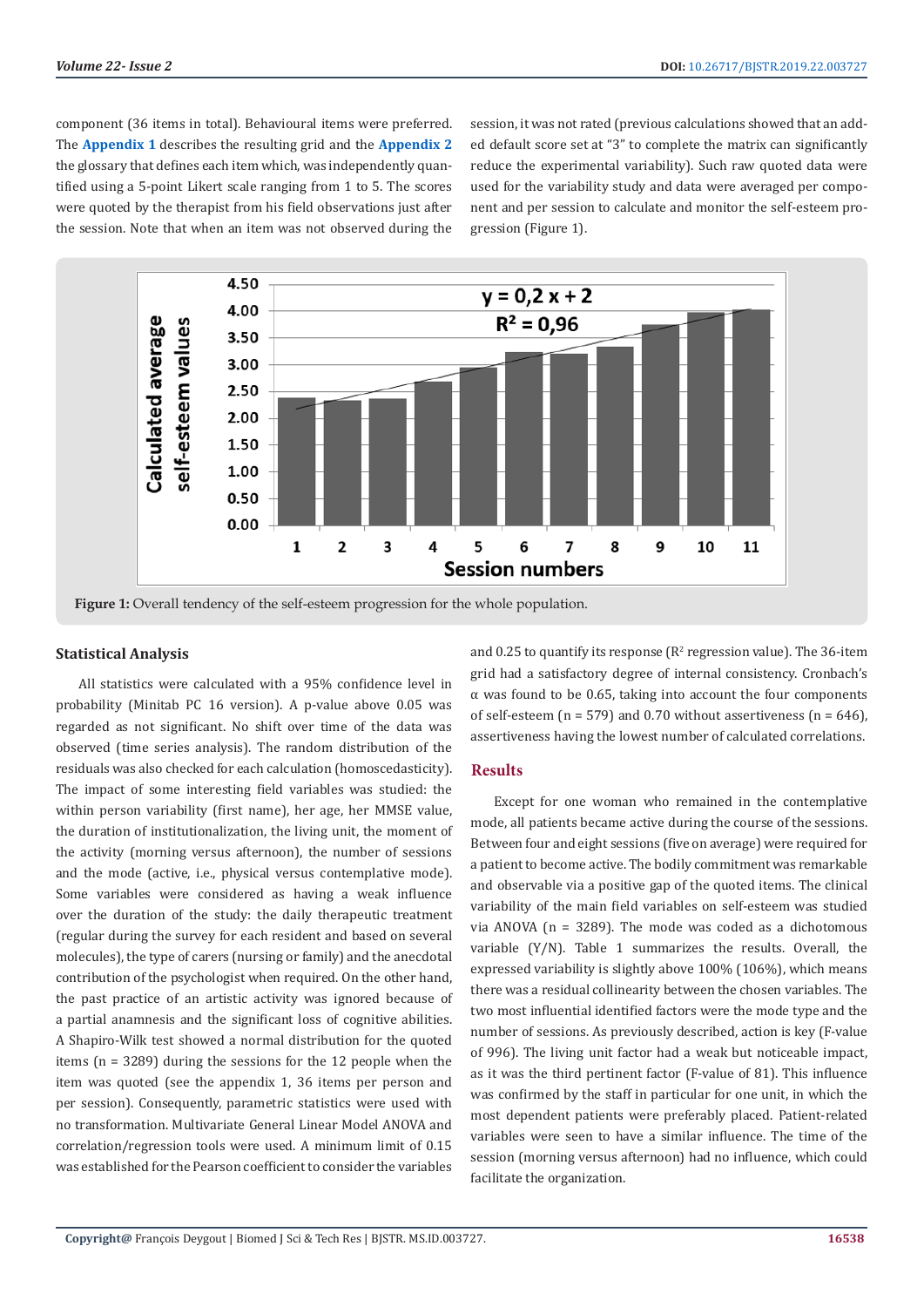component (36 items in total). Behavioural items were preferred. The **Appendix 1** describes the resulting grid and the **Appendix 2** the glossary that defines each item which, was independently quantified using a 5-point Likert scale ranging from 1 to 5. The scores were quoted by the therapist from his field observations just after the session. Note that when an item was not observed during the session, it was not rated (previous calculations showed that an added default score set at "3" to complete the matrix can significantly reduce the experimental variability). Such raw quoted data were used for the variability study and data were averaged per component and per session to calculate and monitor the self-esteem progression (Figure 1).

**Figure 1:** Overall tendency of the self-esteem progression for the whole population.

### Statistical Analysis

All statistics were calculated with a 95% confidence level in probability (Minitab PC 16 version). A p-value above 0.05 was regarded as not significant. No shift over time of the data was observed (time series analysis). The random distribution of the residuals was also checked for each calculation (homoscedasticity). The impact of some interesting field variables was studied: the within person variability (first name), her age, her MMSE value, the duration of institutionalization, the living unit, the moment of the activity (morning versus afternoon), the number of sessions and the mode (active, i.e., physical versus contemplative mode). Some variables were considered as having a weak influence over the duration of the study: the daily therapeutic treatment (regular during the survey for each resident and based on several molecules), the type of carers (nursing or family) and the anecdotal contribution of the psychologist when required. On the other hand, the past practice of an artistic activity was ignored because of a partial anamnesis and the significant loss of cognitive abilities. A Shapiro-Wilk test showed a normal distribution for the quoted items (n = 3289) during the sessions for the 12 people when the item was quoted (see the appendix 1, 36 items per person and per session). Consequently, parametric statistics were used with no transformation. Multivariate General Linear Model ANOVA and correlation/regression tools were used. A minimum limit of 0.15 was established for the Pearson coefficient to consider the variables and 0.25 to quantify its response ($R^2$ regression value). The 36-item grid had a satisfactory degree of internal consistency. Cronbach's α was found to be 0.65, taking into account the four components of self-esteem (n = 579) and 0.70 without assertiveness (n = 646), assertiveness having the lowest number of calculated correlations.

### Results

Except for one woman who remained in the contemplative mode, all patients became active during the course of the sessions. Between four and eight sessions (five on average) were required for a patient to become active. The bodily commitment was remarkable and observable via a positive gap of the quoted items. The clinical variability of the main field variables on self-esteem was studied via ANOVA (n = 3289). The mode was coded as a dichotomous variable (Y/N). Table 1 summarizes the results. Overall, the expressed variability is slightly above 100% (106%), which means there was a residual collinearity between the chosen variables. The two most influential identified factors were the mode type and the number of sessions. As previously described, action is key (F-value of 996). The living unit factor had a weak but noticeable impact, as it was the third pertinent factor (F-value of 81). This influence was confirmed by the staff in particular for one unit, in which the most dependent patients were preferably placed. Patient-related variables were seen to have a similar influence. The time of the session (morning versus afternoon) had no influence, which could facilitate the organization.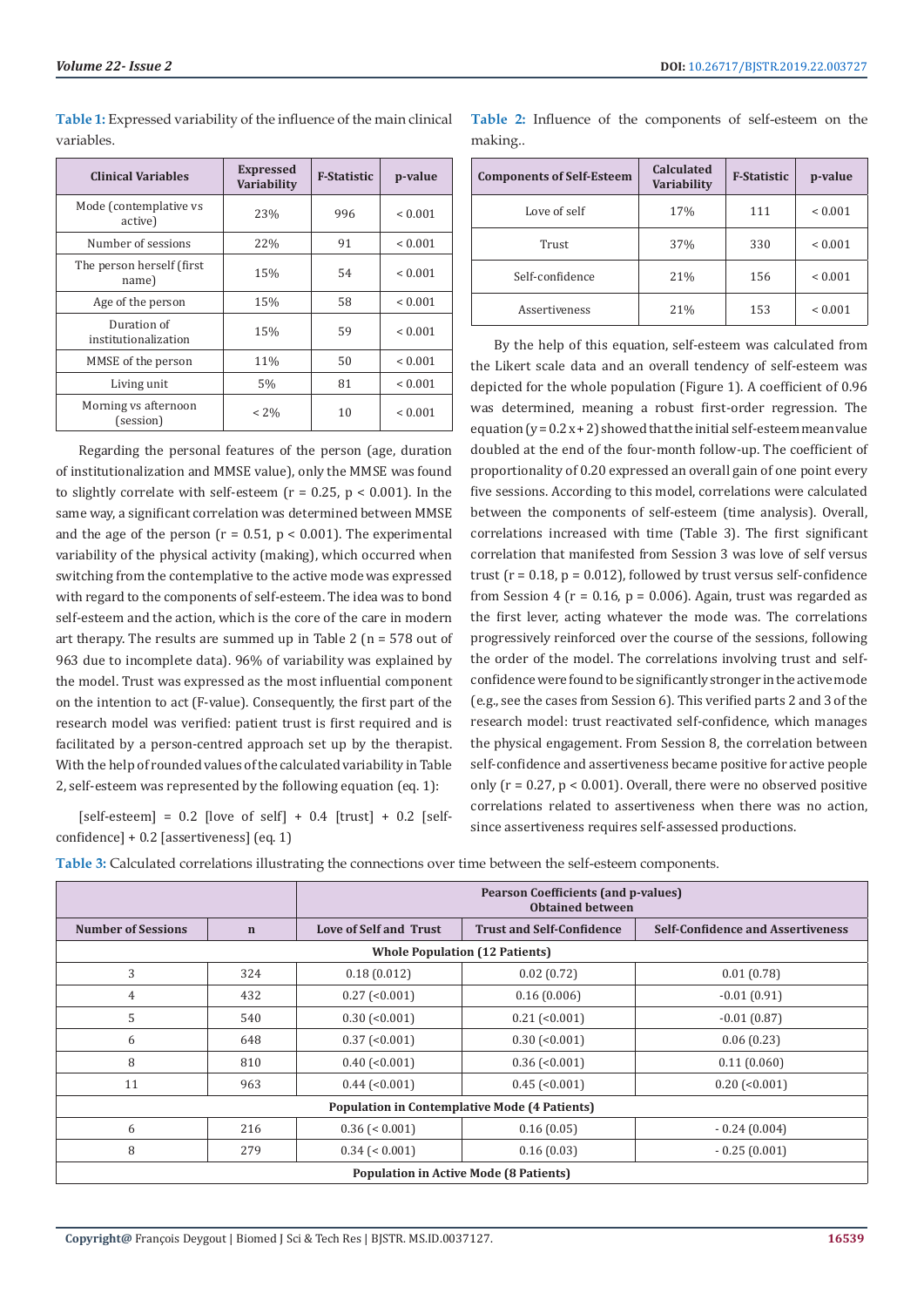**Table 1:** Expressed variability of the influence of the main clinical variables.

| Clinical Variables | Expressed Variability | F-Statistic | p-value |
|---|---|---|---|
| Mode (contemplative vs active) | 23% | 996 | < 0.001 |
| Number of sessions | 22% | 91 | < 0.001 |
| The person herself (first name) | 15% | 54 | < 0.001 |
| Age of the person | 15% | 58 | < 0.001 |
| Duration of institutionalization | 15% | 59 | < 0.001 |
| MMSE of the person | 11% | 50 | < 0.001 |
| Living unit | 5% | 81 | < 0.001 |
| Morning vs afternoon (session) | < 2% | 10 | < 0.001 |

Regarding the personal features of the person (age, duration of institutionalization and MMSE value), only the MMSE was found to slightly correlate with self-esteem ($r = 0.25$, $p < 0.001$). In the same way, a significant correlation was determined between MMSE and the age of the person ($r = 0.51$, $p < 0.001$). The experimental variability of the physical activity (making), which occurred when switching from the contemplative to the active mode was expressed with regard to the components of self-esteem. The idea was to bond self-esteem and the action, which is the core of the care in modern art therapy. The results are summed up in Table 2 (n = 578 out of 963 due to incomplete data). 96% of variability was explained by the model. Trust was expressed as the most influential component on the intention to act (F-value). Consequently, the first part of the research model was verified: patient trust is first required and is facilitated by a person-centred approach set up by the therapist. With the help of rounded values of the calculated variability in Table 2, self-esteem was represented by the following equation (eq. 1):

[self-esteem] = 0.2 [love of self] + 0.4 [trust] + 0.2 [self-confidence] + 0.2 [assertiveness] (eq. 1)

**Table 2:** Influence of the components of self-esteem on the making..

| Components of Self-Esteem | Calculated Variability | F-Statistic | p-value |
|---|---|---|---|
| Love of self | 17% | 111 | < 0.001 |
| Trust | 37% | 330 | < 0.001 |
| Self-confidence | 21% | 156 | < 0.001 |
| Assertiveness | 21% | 153 | < 0.001 |

By the help of this equation, self-esteem was calculated from the Likert scale data and an overall tendency of self-esteem was depicted for the whole population (Figure 1). A coefficient of 0.96 was determined, meaning a robust first-order regression. The equation ($y = 0.2x + 2$) showed that the initial self-esteem mean value doubled at the end of the four-month follow-up. The coefficient of proportionality of 0.20 expressed an overall gain of one point every five sessions. According to this model, correlations were calculated between the components of self-esteem (time analysis). Overall, correlations increased with time (Table 3). The first significant correlation that manifested from Session 3 was love of self versus trust ($r = 0.18$, $p = 0.012$), followed by trust versus self-confidence from Session 4 ($r = 0.16$, $p = 0.006$). Again, trust was regarded as the first lever, acting whatever the mode was. The correlations progressively reinforced over the course of the sessions, following the order of the model. The correlations involving trust and self-confidence were found to be significantly stronger in the active mode (e.g., see the cases from Session 6). This verified parts 2 and 3 of the research model: trust reactivated self-confidence, which manages the physical engagement. From Session 8, the correlation between self-confidence and assertiveness became positive for active people only ($r = 0.27$, $p < 0.001$). Overall, there were no observed positive correlations related to assertiveness when there was no action, since assertiveness requires self-assessed productions.

**Table 3:** Calculated correlations illustrating the connections over time between the self-esteem components.

| | | Pearson Coefficients (and p-values) Obtained between | | |
|---|---|---|---|---|
| **Number of Sessions** | **n** | **Love of Self and Trust** | **Trust and Self-Confidence** | **Self-Confidence and Assertiveness** |
| **Whole Population (12 Patients)** | | | | |
| 3 | 324 | 0.18 (0.012) | 0.02 (0.72) | 0.01 (0.78) |
| 4 | 432 | 0.27 (<0.001) | 0.16 (0.006) | -0.01 (0.91) |
| 5 | 540 | 0.30 (<0.001) | 0.21 (<0.001) | -0.01 (0.87) |
| 6 | 648 | 0.37 (<0.001) | 0.30 (<0.001) | 0.06 (0.23) |
| 8 | 810 | 0.40 (<0.001) | 0.36 (<0.001) | 0.11 (0.060) |
| 11 | 963 | 0.44 (<0.001) | 0.45 (<0.001) | 0.20 (<0.001) |
| **Population in Contemplative Mode (4 Patients)** | | | | |
| 6 | 216 | 0.36 (< 0.001) | 0.16 (0.05) | - 0.24 (0.004) |
| 8 | 279 | 0.34 (< 0.001) | 0.16 (0.03) | - 0.25 (0.001) |
| **Population in Active Mode (8 Patients)** | | | | |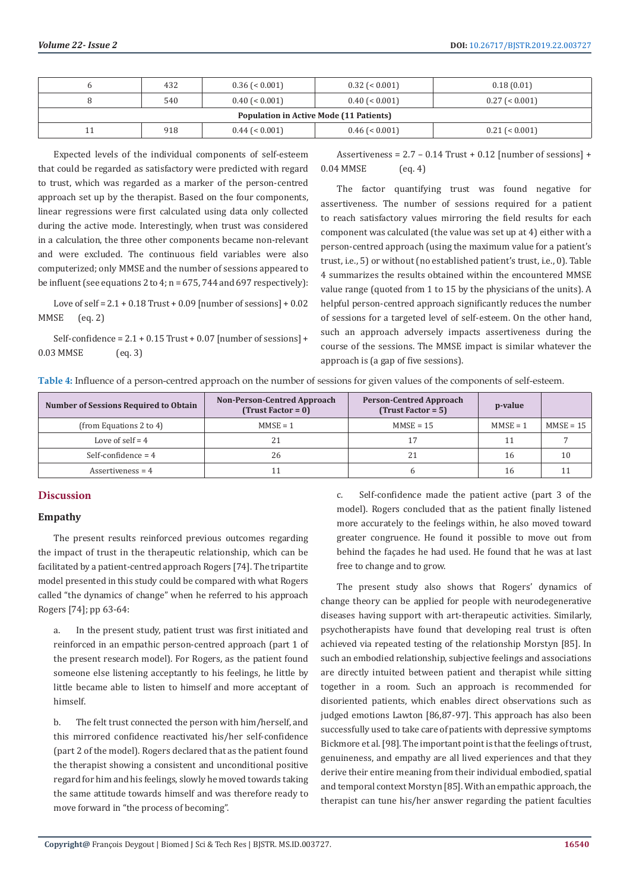| 6 | 432 | 0.36 (< 0.001) | 0.32 (< 0.001) | 0.18 (0.01) |
|---|---|---|---|---|
| 8 | 540 | 0.40 (< 0.001) | 0.40 (< 0.001) | 0.27 (< 0.001) |
| **Population in Active Mode (11 Patients)** | | | | |
| 11 | 918 | 0.44 (< 0.001) | 0.46 (< 0.001) | 0.21 (< 0.001) |

Expected levels of the individual components of self-esteem that could be regarded as satisfactory were predicted with regard to trust, which was regarded as a marker of the person-centred approach set up by the therapist. Based on the four components, linear regressions were first calculated using data only collected during the active mode. Interestingly, when trust was considered in a calculation, the three other components became non-relevant and were excluded. The continuous field variables were also computerized; only MMSE and the number of sessions appeared to be influent (see equations 2 to 4; n = 675, 744 and 697 respectively):

Love of self = 2.1 + 0.18 Trust + 0.09 [number of sessions] + 0.02 MMSE (eq. 2)

Self-confidence = 2.1 + 0.15 Trust + 0.07 [number of sessions] + 0.03 MMSE (eq. 3)

Assertiveness = 2.7 – 0.14 Trust + 0.12 [number of sessions] + 0.04 MMSE (eq. 4)

The factor quantifying trust was found negative for assertiveness. The number of sessions required for a patient to reach satisfactory values mirroring the field results for each component was calculated (the value was set up at 4) either with a person-centred approach (using the maximum value for a patient's trust, i.e., 5) or without (no established patient's trust, i.e., 0). Table 4 summarizes the results obtained within the encountered MMSE value range (quoted from 1 to 15 by the physicians of the units). A helpful person-centred approach significantly reduces the number of sessions for a targeted level of self-esteem. On the other hand, such an approach adversely impacts assertiveness during the course of the sessions. The MMSE impact is similar whatever the approach is (a gap of five sessions).

**Table 4:** Influence of a person-centred approach on the number of sessions for given values of the components of self-esteem.

| Number of Sessions Required to Obtain | Non-Person-Centred Approach (Trust Factor = 0) | Person-Centred Approach (Trust Factor = 5) | p-value | |
|---|---|---|---|---|
| (from Equations 2 to 4) | MMSE = 1 | MMSE = 15 | MMSE = 1 | MMSE = 15 |
| Love of self = 4 | 21 | 17 | 11 | 7 |
| Self-confidence = 4 | 26 | 21 | 16 | 10 |
| Assertiveness = 4 | 11 | 6 | 16 | 11 |

## Discussion

### Empathy

The present results reinforced previous outcomes regarding the impact of trust in the therapeutic relationship, which can be facilitated by a patient-centred approach Rogers [74]. The tripartite model presented in this study could be compared with what Rogers called "the dynamics of change" when he referred to his approach Rogers [74]; pp 63-64:

a. In the present study, patient trust was first initiated and reinforced in an empathic person-centred approach (part 1 of the present research model). For Rogers, as the patient found someone else listening acceptantly to his feelings, he little by little became able to listen to himself and more acceptant of himself.

b. The felt trust connected the person with him/herself, and this mirrored confidence reactivated his/her self-confidence (part 2 of the model). Rogers declared that as the patient found the therapist showing a consistent and unconditional positive regard for him and his feelings, slowly he moved towards taking the same attitude towards himself and was therefore ready to move forward in "the process of becoming".

c. Self-confidence made the patient active (part 3 of the model). Rogers concluded that as the patient finally listened more accurately to the feelings within, he also moved toward greater congruence. He found it possible to move out from behind the façades he had used. He found that he was at last free to change and to grow.

The present study also shows that Rogers' dynamics of change theory can be applied for people with neurodegenerative diseases having support with art-therapeutic activities. Similarly, psychotherapists have found that developing real trust is often achieved via repeated testing of the relationship Morstyn [85]. In such an embodied relationship, subjective feelings and associations are directly intuited between patient and therapist while sitting together in a room. Such an approach is recommended for disoriented patients, which enables direct observations such as judged emotions Lawton [86,87-97]. This approach has also been successfully used to take care of patients with depressive symptoms Bickmore et al. [98]. The important point is that the feelings of trust, genuineness, and empathy are all lived experiences and that they derive their entire meaning from their individual embodied, spatial and temporal context Morstyn [85]. With an empathic approach, the therapist can tune his/her answer regarding the patient faculties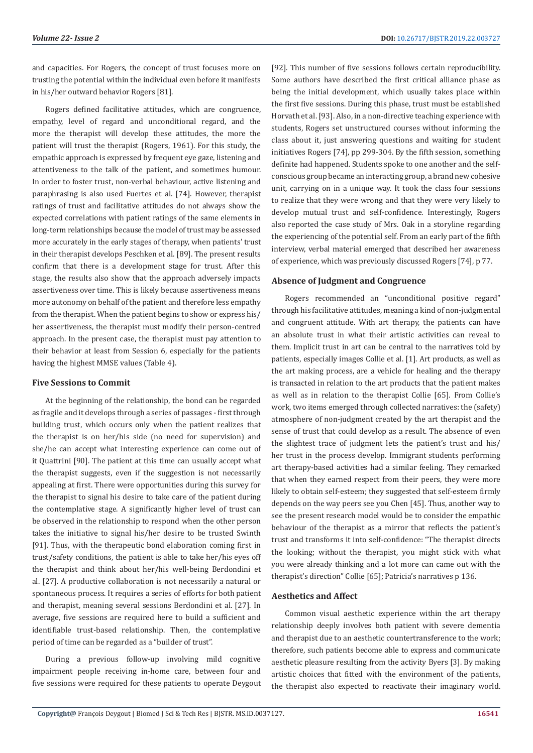and capacities. For Rogers, the concept of trust focuses more on trusting the potential within the individual even before it manifests in his/her outward behavior Rogers [81].

Rogers defined facilitative attitudes, which are congruence, empathy, level of regard and unconditional regard, and the more the therapist will develop these attitudes, the more the patient will trust the therapist (Rogers, 1961). For this study, the empathic approach is expressed by frequent eye gaze, listening and attentiveness to the talk of the patient, and sometimes humour. In order to foster trust, non-verbal behaviour, active listening and paraphrasing is also used Fuertes et al. [74]. However, therapist ratings of trust and facilitative attitudes do not always show the expected correlations with patient ratings of the same elements in long-term relationships because the model of trust may be assessed more accurately in the early stages of therapy, when patients' trust in their therapist develops Peschken et al. [89]. The present results confirm that there is a development stage for trust. After this stage, the results also show that the approach adversely impacts assertiveness over time. This is likely because assertiveness means more autonomy on behalf of the patient and therefore less empathy from the therapist. When the patient begins to show or express his/her assertiveness, the therapist must modify their person-centred approach. In the present case, the therapist must pay attention to their behavior at least from Session 6, especially for the patients having the highest MMSE values (Table 4).

### Five Sessions to Commit

At the beginning of the relationship, the bond can be regarded as fragile and it develops through a series of passages - first through building trust, which occurs only when the patient realizes that the therapist is on her/his side (no need for supervision) and she/he can accept what interesting experience can come out of it Quattrini [90]. The patient at this time can usually accept what the therapist suggests, even if the suggestion is not necessarily appealing at first. There were opportunities during this survey for the therapist to signal his desire to take care of the patient during the contemplative stage. A significantly higher level of trust can be observed in the relationship to respond when the other person takes the initiative to signal his/her desire to be trusted Swinth [91]. Thus, with the therapeutic bond elaboration coming first in trust/safety conditions, the patient is able to take her/his eyes off the therapist and think about her/his well-being Berdondini et al. [27]. A productive collaboration is not necessarily a natural or spontaneous process. It requires a series of efforts for both patient and therapist, meaning several sessions Berdondini et al. [27]. In average, five sessions are required here to build a sufficient and identifiable trust-based relationship. Then, the contemplative period of time can be regarded as a "builder of trust".

During a previous follow-up involving mild cognitive impairment people receiving in-home care, between four and five sessions were required for these patients to operate Deygout [92]. This number of five sessions follows certain reproducibility. Some authors have described the first critical alliance phase as being the initial development, which usually takes place within the first five sessions. During this phase, trust must be established Horvath et al. [93]. Also, in a non-directive teaching experience with students, Rogers set unstructured courses without informing the class about it, just answering questions and waiting for student initiatives Rogers [74], pp 299-304. By the fifth session, something definite had happened. Students spoke to one another and the self-conscious group became an interacting group, a brand new cohesive unit, carrying on in a unique way. It took the class four sessions to realize that they were wrong and that they were very likely to develop mutual trust and self-confidence. Interestingly, Rogers also reported the case study of Mrs. Oak in a storyline regarding the experiencing of the potential self. From an early part of the fifth interview, verbal material emerged that described her awareness of experience, which was previously discussed Rogers [74], p 77.

### Absence of Judgment and Congruence

Rogers recommended an "unconditional positive regard" through his facilitative attitudes, meaning a kind of non-judgmental and congruent attitude. With art therapy, the patients can have an absolute trust in what their artistic activities can reveal to them. Implicit trust in art can be central to the narratives told by patients, especially images Collie et al. [1]. Art products, as well as the art making process, are a vehicle for healing and the therapy is transacted in relation to the art products that the patient makes as well as in relation to the therapist Collie [65]. From Collie's work, two items emerged through collected narratives: the (safety) atmosphere of non-judgment created by the art therapist and the sense of trust that could develop as a result. The absence of even the slightest trace of judgment lets the patient's trust and his/her trust in the process develop. Immigrant students performing art therapy-based activities had a similar feeling. They remarked that when they earned respect from their peers, they were more likely to obtain self-esteem; they suggested that self-esteem firmly depends on the way peers see you Chen [45]. Thus, another way to see the present research model would be to consider the empathic behaviour of the therapist as a mirror that reflects the patient's trust and transforms it into self-confidence: "The therapist directs the looking; without the therapist, you might stick with what you were already thinking and a lot more can came out with the therapist's direction" Collie [65]; Patricia's narratives p 136.

### Aesthetics and Affect

Common visual aesthetic experience within the art therapy relationship deeply involves both patient with severe dementia and therapist due to an aesthetic countertransference to the work; therefore, such patients become able to express and communicate aesthetic pleasure resulting from the activity Byers [3]. By making artistic choices that fitted with the environment of the patients, the therapist also expected to reactivate their imaginary world.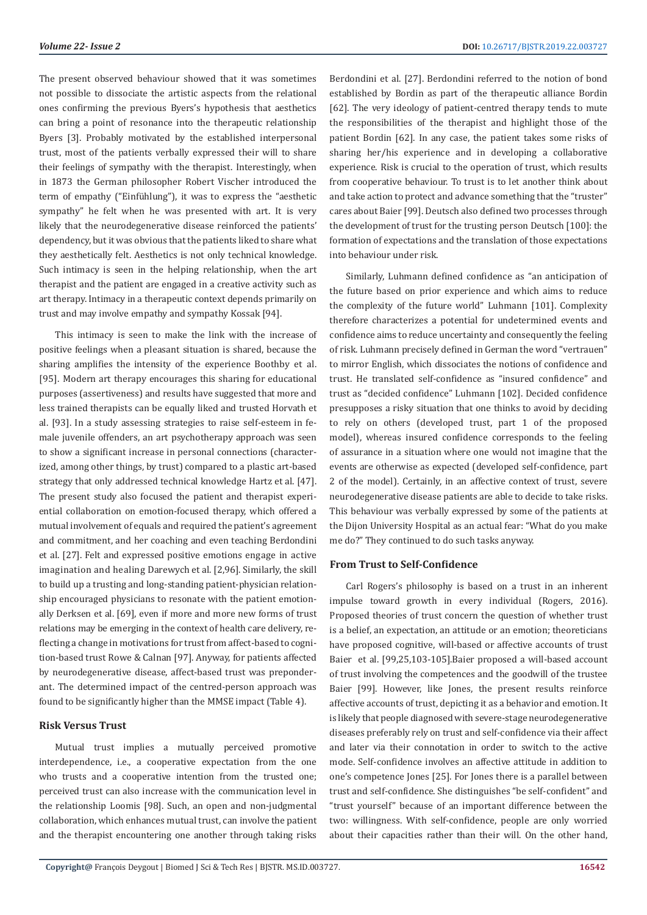The present observed behaviour showed that it was sometimes not possible to dissociate the artistic aspects from the relational ones confirming the previous Byers's hypothesis that aesthetics can bring a point of resonance into the therapeutic relationship Byers [3]. Probably motivated by the established interpersonal trust, most of the patients verbally expressed their will to share their feelings of sympathy with the therapist. Interestingly, when in 1873 the German philosopher Robert Vischer introduced the term of empathy ("Einfühlung"), it was to express the "aesthetic sympathy" he felt when he was presented with art. It is very likely that the neurodegenerative disease reinforced the patients' dependency, but it was obvious that the patients liked to share what they aesthetically felt. Aesthetics is not only technical knowledge. Such intimacy is seen in the helping relationship, when the art therapist and the patient are engaged in a creative activity such as art therapy. Intimacy in a therapeutic context depends primarily on trust and may involve empathy and sympathy Kossak [94].

This intimacy is seen to make the link with the increase of positive feelings when a pleasant situation is shared, because the sharing amplifies the intensity of the experience Boothby et al. [95]. Modern art therapy encourages this sharing for educational purposes (assertiveness) and results have suggested that more and less trained therapists can be equally liked and trusted Horvath et al. [93]. In a study assessing strategies to raise self-esteem in female juvenile offenders, an art psychotherapy approach was seen to show a significant increase in personal connections (characterized, among other things, by trust) compared to a plastic art-based strategy that only addressed technical knowledge Hartz et al. [47]. The present study also focused the patient and therapist experiential collaboration on emotion-focused therapy, which offered a mutual involvement of equals and required the patient's agreement and commitment, and her coaching and even teaching Berdondini et al. [27]. Felt and expressed positive emotions engage in active imagination and healing Darewych et al. [2,96]. Similarly, the skill to build up a trusting and long-standing patient-physician relationship encouraged physicians to resonate with the patient emotionally Derksen et al. [69], even if more and more new forms of trust relations may be emerging in the context of health care delivery, reflecting a change in motivations for trust from affect-based to cognition-based trust Rowe & Calnan [97]. Anyway, for patients affected by neurodegenerative disease, affect-based trust was preponderant. The determined impact of the centred-person approach was found to be significantly higher than the MMSE impact (Table 4).

## Risk Versus Trust

Mutual trust implies a mutually perceived promotive interdependence, i.e., a cooperative expectation from the one who trusts and a cooperative intention from the trusted one; perceived trust can also increase with the communication level in the relationship Loomis [98]. Such, an open and non-judgmental collaboration, which enhances mutual trust, can involve the patient and the therapist encountering one another through taking risks Berdondini et al. [27]. Berdondini referred to the notion of bond established by Bordin as part of the therapeutic alliance Bordin [62]. The very ideology of patient-centred therapy tends to mute the responsibilities of the therapist and highlight those of the patient Bordin [62]. In any case, the patient takes some risks of sharing her/his experience and in developing a collaborative experience. Risk is crucial to the operation of trust, which results from cooperative behaviour. To trust is to let another think about and take action to protect and advance something that the "truster" cares about Baier [99]. Deutsch also defined two processes through the development of trust for the trusting person Deutsch [100]: the formation of expectations and the translation of those expectations into behaviour under risk.

Similarly, Luhmann defined confidence as "an anticipation of the future based on prior experience and which aims to reduce the complexity of the future world" Luhmann [101]. Complexity therefore characterizes a potential for undetermined events and confidence aims to reduce uncertainty and consequently the feeling of risk. Luhmann precisely defined in German the word "vertrauen" to mirror English, which dissociates the notions of confidence and trust. He translated self-confidence as "insured confidence" and trust as "decided confidence" Luhmann [102]. Decided confidence presupposes a risky situation that one thinks to avoid by deciding to rely on others (developed trust, part 1 of the proposed model), whereas insured confidence corresponds to the feeling of assurance in a situation where one would not imagine that the events are otherwise as expected (developed self-confidence, part 2 of the model). Certainly, in an affective context of trust, severe neurodegenerative disease patients are able to decide to take risks. This behaviour was verbally expressed by some of the patients at the Dijon University Hospital as an actual fear: "What do you make me do?" They continued to do such tasks anyway.

## From Trust to Self-Confidence

Carl Rogers's philosophy is based on a trust in an inherent impulse toward growth in every individual (Rogers, 2016). Proposed theories of trust concern the question of whether trust is a belief, an expectation, an attitude or an emotion; theoreticians have proposed cognitive, will-based or affective accounts of trust Baier et al. [99,25,103-105].Baier proposed a will-based account of trust involving the competences and the goodwill of the trustee Baier [99]. However, like Jones, the present results reinforce affective accounts of trust, depicting it as a behavior and emotion. It is likely that people diagnosed with severe-stage neurodegenerative diseases preferably rely on trust and self-confidence via their affect and later via their connotation in order to switch to the active mode. Self-confidence involves an affective attitude in addition to one's competence Jones [25]. For Jones there is a parallel between trust and self-confidence. She distinguishes "be self-confident" and "trust yourself" because of an important difference between the two: willingness. With self-confidence, people are only worried about their capacities rather than their will. On the other hand,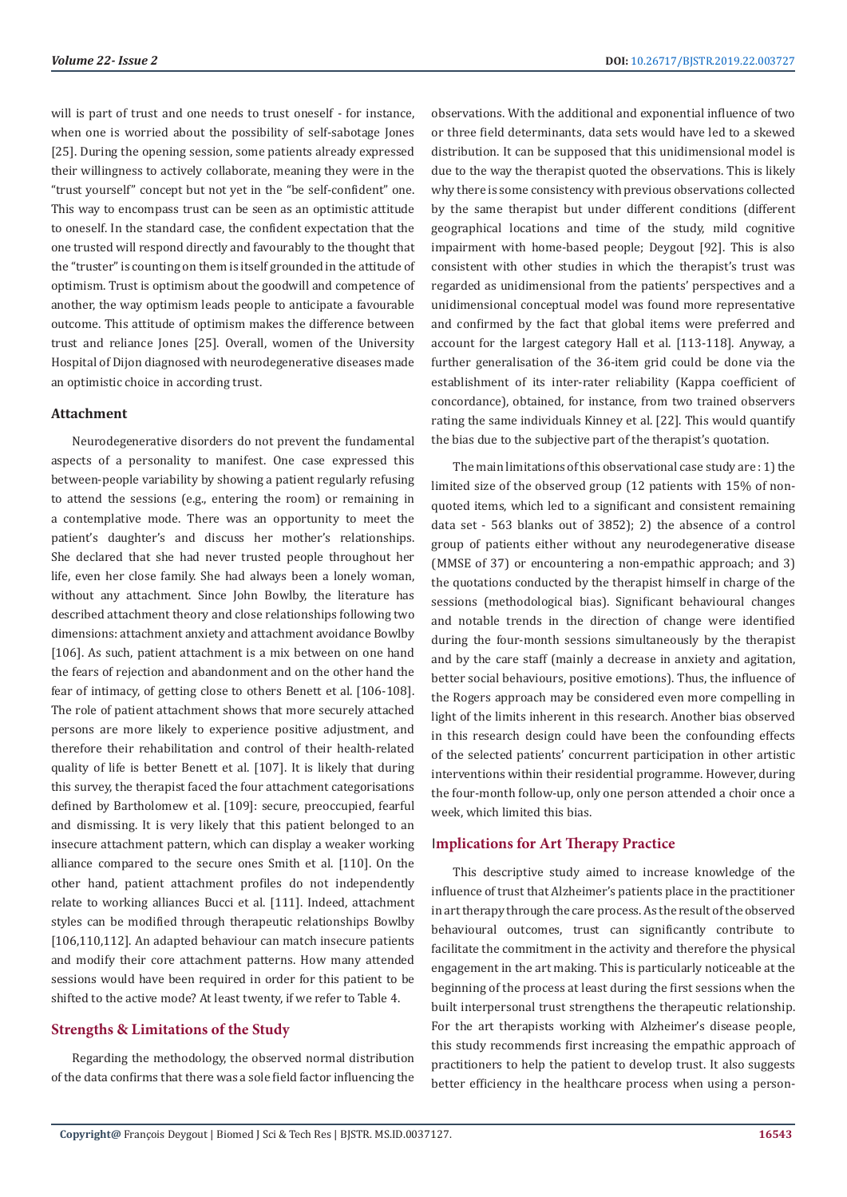will is part of trust and one needs to trust oneself - for instance, when one is worried about the possibility of self-sabotage Jones [25]. During the opening session, some patients already expressed their willingness to actively collaborate, meaning they were in the "trust yourself" concept but not yet in the "be self-confident" one. This way to encompass trust can be seen as an optimistic attitude to oneself. In the standard case, the confident expectation that the one trusted will respond directly and favourably to the thought that the "truster" is counting on them is itself grounded in the attitude of optimism. Trust is optimism about the goodwill and competence of another, the way optimism leads people to anticipate a favourable outcome. This attitude of optimism makes the difference between trust and reliance Jones [25]. Overall, women of the University Hospital of Dijon diagnosed with neurodegenerative diseases made an optimistic choice in according trust.

### Attachment

Neurodegenerative disorders do not prevent the fundamental aspects of a personality to manifest. One case expressed this between-people variability by showing a patient regularly refusing to attend the sessions (e.g., entering the room) or remaining in a contemplative mode. There was an opportunity to meet the patient's daughter's and discuss her mother's relationships. She declared that she had never trusted people throughout her life, even her close family. She had always been a lonely woman, without any attachment. Since John Bowlby, the literature has described attachment theory and close relationships following two dimensions: attachment anxiety and attachment avoidance Bowlby [106]. As such, patient attachment is a mix between on one hand the fears of rejection and abandonment and on the other hand the fear of intimacy, of getting close to others Benett et al. [106-108]. The role of patient attachment shows that more securely attached persons are more likely to experience positive adjustment, and therefore their rehabilitation and control of their health-related quality of life is better Benett et al. [107]. It is likely that during this survey, the therapist faced the four attachment categorisations defined by Bartholomew et al. [109]: secure, preoccupied, fearful and dismissing. It is very likely that this patient belonged to an insecure attachment pattern, which can display a weaker working alliance compared to the secure ones Smith et al. [110]. On the other hand, patient attachment profiles do not independently relate to working alliances Bucci et al. [111]. Indeed, attachment styles can be modified through therapeutic relationships Bowlby [106,110,112]. An adapted behaviour can match insecure patients and modify their core attachment patterns. How many attended sessions would have been required in order for this patient to be shifted to the active mode? At least twenty, if we refer to Table 4.

## Strengths & Limitations of the Study

Regarding the methodology, the observed normal distribution of the data confirms that there was a sole field factor influencing the observations. With the additional and exponential influence of two or three field determinants, data sets would have led to a skewed distribution. It can be supposed that this unidimensional model is due to the way the therapist quoted the observations. This is likely why there is some consistency with previous observations collected by the same therapist but under different conditions (different geographical locations and time of the study, mild cognitive impairment with home-based people; Deygout [92]. This is also consistent with other studies in which the therapist's trust was regarded as unidimensional from the patients' perspectives and a unidimensional conceptual model was found more representative and confirmed by the fact that global items were preferred and account for the largest category Hall et al. [113-118]. Anyway, a further generalisation of the 36-item grid could be done via the establishment of its inter-rater reliability (Kappa coefficient of concordance), obtained, for instance, from two trained observers rating the same individuals Kinney et al. [22]. This would quantify the bias due to the subjective part of the therapist's quotation.

The main limitations of this observational case study are : 1) the limited size of the observed group (12 patients with 15% of non-quoted items, which led to a significant and consistent remaining data set - 563 blanks out of 3852); 2) the absence of a control group of patients either without any neurodegenerative disease (MMSE of 37) or encountering a non-empathic approach; and 3) the quotations conducted by the therapist himself in charge of the sessions (methodological bias). Significant behavioural changes and notable trends in the direction of change were identified during the four-month sessions simultaneously by the therapist and by the care staff (mainly a decrease in anxiety and agitation, better social behaviours, positive emotions). Thus, the influence of the Rogers approach may be considered even more compelling in light of the limits inherent in this research. Another bias observed in this research design could have been the confounding effects of the selected patients' concurrent participation in other artistic interventions within their residential programme. However, during the four-month follow-up, only one person attended a choir once a week, which limited this bias.

## Implications for Art Therapy Practice

This descriptive study aimed to increase knowledge of the influence of trust that Alzheimer's patients place in the practitioner in art therapy through the care process. As the result of the observed behavioural outcomes, trust can significantly contribute to facilitate the commitment in the activity and therefore the physical engagement in the art making. This is particularly noticeable at the beginning of the process at least during the first sessions when the built interpersonal trust strengthens the therapeutic relationship. For the art therapists working with Alzheimer's disease people, this study recommends first increasing the empathic approach of practitioners to help the patient to develop trust. It also suggests better efficiency in the healthcare process when using a person-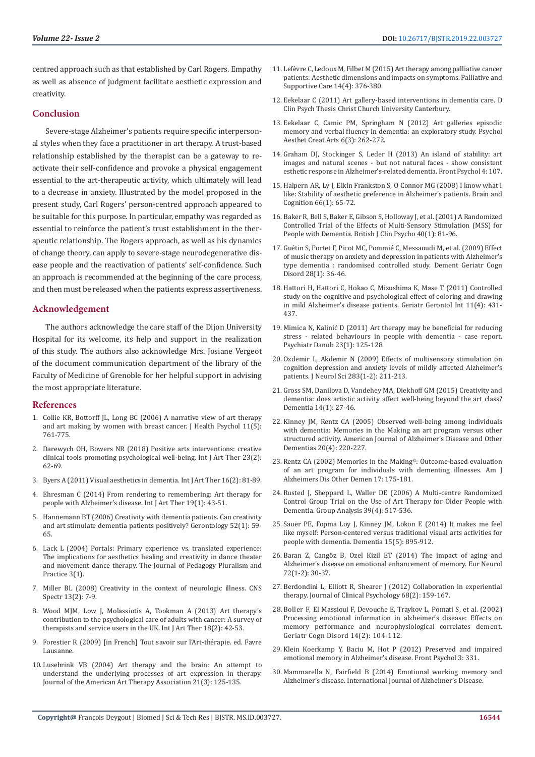centred approach such as that established by Carl Rogers. Empathy as well as absence of judgment facilitate aesthetic expression and creativity.

## Conclusion

Severe-stage Alzheimer's patients require specific interpersonal styles when they face a practitioner in art therapy. A trust-based relationship established by the therapist can be a gateway to reactivate their self-confidence and provoke a physical engagement essential to the art-therapeutic activity, which ultimately will lead to a decrease in anxiety. Illustrated by the model proposed in the present study, Carl Rogers' person-centred approach appeared to be suitable for this purpose. In particular, empathy was regarded as essential to reinforce the patient's trust establishment in the therapeutic relationship. The Rogers approach, as well as his dynamics of change theory, can apply to severe-stage neurodegenerative disease people and the reactivation of patients' self-confidence. Such an approach is recommended at the beginning of the care process, and then must be released when the patients express assertiveness.

## Acknowledgement

The authors acknowledge the care staff of the Dijon University Hospital for its welcome, its help and support in the realization of this study. The authors also acknowledge Mrs. Josiane Vergeot of the document communication department of the library of the Faculty of Medicine of Grenoble for her helpful support in advising the most appropriate literature.

## References

1. Collie KR, Bottorff JL, Long BC (2006) A narrative view of art therapy and art making by women with breast cancer. J Health Psychol 11(5): 761-775.
2. Darewych OH, Bowers NR (2018) Positive arts interventions: creative clinical tools promoting psychological well-being. Int J Art Ther 23(2): 62-69.
3. Byers A (2011) Visual aesthetics in dementia. Int J Art Ther 16(2): 81-89.
4. Ehresman C (2014) From rendering to remembering: Art therapy for people with Alzheimer's disease. Int J Art Ther 19(1): 43-51.
5. Hannemann BT (2006) Creativity with dementia patients. Can creativity and art stimulate dementia patients positively? Gerontology 52(1): 59-65.
6. Lack L (2004) Portals: Primary experience vs. translated experience: The implications for aesthetics healing and creativity in dance theater and movement dance therapy. The Journal of Pedagogy Pluralism and Practice 3(1).
7. Miller BL (2008) Creativity in the context of neurologic illness. CNS Spectr 13(2): 7-9.
8. Wood MJM, Low J, Molassiotis A, Tookman A (2013) Art therapy's contribution to the psychological care of adults with cancer: A survey of therapists and service users in the UK. Int J Art Ther 18(2): 42-53.
9. Forestier R (2009) [in French] Tout savoir sur l'Art-thérapie. ed. Favre Lausanne.
10. Lusebrink VB (2004) Art therapy and the brain: An attempt to understand the underlying processes of art expression in therapy. Journal of the American Art Therapy Association 21(3): 125-135.
11. Lefèvre C, Ledoux M, Filbet M (2015) Art therapy among palliative cancer patients: Aesthetic dimensions and impacts on symptoms. Palliative and Supportive Care 14(4): 376-380.
12. Eekelaar C (2011) Art gallery-based interventions in dementia care. D Clin Psych Thesis Christ Church University Canterbury.
13. Eekelaar C, Camic PM, Springham N (2012) Art galleries episodic memory and verbal fluency in dementia: an exploratory study. Psychol Aesthet Creat Arts 6(3): 262-272.
14. Graham DJ, Stockinger S, Leder H (2013) An island of stability: art images and natural scenes - but not natural faces - show consistent esthetic response in Alzheimer's-related dementia. Front Psychol 4: 107.
15. Halpern AR, Ly J, Elkin Frankston S, O Connor MG (2008) I know what I like: Stability of aesthetic preference in Alzheimer's patients. Brain and Cognition 66(1): 65-72.
16. Baker R, Bell S, Baker E, Gibson S, Holloway J, et al. (2001) A Randomized Controlled Trial of the Effects of Multi-Sensory Stimulation (MSS) for People with Dementia. British J Clin Psycho 40(1): 81-96.
17. Guétin S, Portet F, Picot MC, Pommié C, Messaoudi M, et al. (2009) Effect of music therapy on anxiety and depression in patients with Alzheimer's type dementia : randomised controlled study. Dement Geriatr Cogn Disord 28(1): 36-46.
18. Hattori H, Hattori C, Hokao C, Mizushima K, Mase T (2011) Controlled study on the cognitive and psychological effect of coloring and drawing in mild Alzheimer's disease patients. Geriatr Gerontol Int 11(4): 431-437.
19. Mimica N, Kalinić D (2011) Art therapy may be beneficial for reducing stress - related behaviours in people with dementia - case report. Psychiatr Danub 23(1): 125-128.
20. Ozdemir L, Akdemir N (2009) Effects of multisensory stimulation on cognition depression and anxiety levels of mildly affected Alzheimer's patients. J Neurol Sci 283(1-2): 211-213.
21. Gross SM, Danilova D, Vandehey MA, Diekhoff GM (2015) Creativity and dementia: does artistic activity affect well-being beyond the art class? Dementia 14(1): 27-46.
22. Kinney JM, Rentz CA (2005) Observed well-being among individuals with dementia: Memories in the Making an art program versus other structured activity. American Journal of Alzheimer's Disease and Other Dementias 20(4): 220-227.
23. Rentz CA (2002) Memories in the Making©: Outcome-based evaluation of an art program for individuals with dementing illnesses. Am J Alzheimers Dis Other Demen 17: 175-181.
24. Rusted J, Sheppard L, Waller DE (2006) A Multi-centre Randomized Control Group Trial on the Use of Art Therapy for Older People with Dementia. Group Analysis 39(4): 517-536.
25. Sauer PE, Fopma Loy J, Kinney JM, Lokon E (2014) It makes me feel like myself: Person-centered versus traditional visual arts activities for people with dementia. Dementia 15(5): 895-912.
26. Baran Z, Cangöz B, Ozel Kizil ET (2014) The impact of aging and Alzheimer's disease on emotional enhancement of memory. Eur Neurol 72(1-2): 30-37.
27. Berdondini L, Elliott R, Shearer J (2012) Collaboration in experiential therapy. Journal of Clinical Psychology 68(2): 159-167.
28. Boller F, El Massioui F, Devouche E, Traykov L, Pomati S, et al. (2002) Processing emotional information in alzheimer's disease: Effects on memory performance and neurophysiological correlates dement. Geriatr Cogn Disord 14(2): 104-112.
29. Klein Koerkamp Y, Baciu M, Hot P (2012) Preserved and impaired emotional memory in Alzheimer's disease. Front Psychol 3: 331.
30. Mammarella N, Fairfield B (2014) Emotional working memory and Alzheimer's disease. International Journal of Alzheimer's Disease.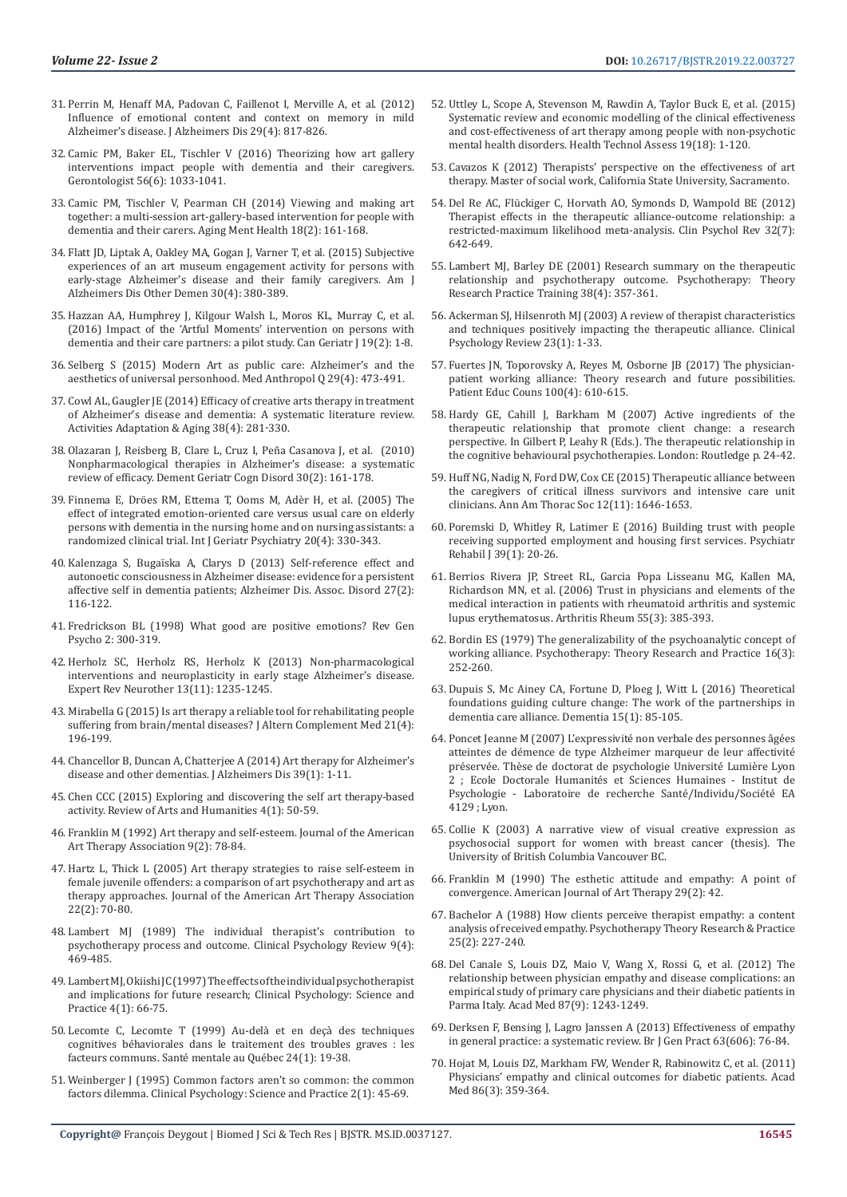31. Perrin M, Henaff MA, Padovan C, Faillenot I, Merville A, et al. (2012) Influence of emotional content and context on memory in mild Alzheimer's disease. J Alzheimers Dis 29(4): 817-826.
32. Camic PM, Baker EL, Tischler V (2016) Theorizing how art gallery interventions impact people with dementia and their caregivers. Gerontologist 56(6): 1033-1041.
33. Camic PM, Tischler V, Pearman CH (2014) Viewing and making art together: a multi-session art-gallery-based intervention for people with dementia and their carers. Aging Ment Health 18(2): 161-168.
34. Flatt JD, Liptak A, Oakley MA, Gogan J, Varner T, et al. (2015) Subjective experiences of an art museum engagement activity for persons with early-stage Alzheimer's disease and their family caregivers. Am J Alzheimers Dis Other Demen 30(4): 380-389.
35. Hazzan AA, Humphrey J, Kilgour Walsh L, Moros KL, Murray C, et al. (2016) Impact of the 'Artful Moments' intervention on persons with dementia and their care partners: a pilot study. Can Geriatr J 19(2): 1-8.
36. Selberg S (2015) Modern Art as public care: Alzheimer's and the aesthetics of universal personhood. Med Anthropol Q 29(4): 473-491.
37. Cowl AL, Gaugler JE (2014) Efficacy of creative arts therapy in treatment of Alzheimer's disease and dementia: A systematic literature review. Activities Adaptation & Aging 38(4): 281-330.
38. Olazaran J, Reisberg B, Clare L, Cruz I, Peña Casanova J, et al. (2010) Nonpharmacological therapies in Alzheimer's disease: a systematic review of efficacy. Dement Geriatr Cogn Disord 30(2): 161-178.
39. Finnema E, Dröes RM, Ettema T, Ooms M, Adèr H, et al. (2005) The effect of integrated emotion-oriented care versus usual care on elderly persons with dementia in the nursing home and on nursing assistants: a randomized clinical trial. Int J Geriatr Psychiatry 20(4): 330-343.
40. Kalenzaga S, Bugaïska A, Clarys D (2013) Self-reference effect and autonoetic consciousness in Alzheimer disease: evidence for a persistent affective self in dementia patients; Alzheimer Dis. Assoc. Disord 27(2): 116-122.
41. Fredrickson BL (1998) What good are positive emotions? Rev Gen Psycho 2: 300-319.
42. Herholz SC, Herholz RS, Herholz K (2013) Non-pharmacological interventions and neuroplasticity in early stage Alzheimer's disease. Expert Rev Neurother 13(11): 1235-1245.
43. Mirabella G (2015) Is art therapy a reliable tool for rehabilitating people suffering from brain/mental diseases? J Altern Complement Med 21(4): 196-199.
44. Chancellor B, Duncan A, Chatterjee A (2014) Art therapy for Alzheimer's disease and other dementias. J Alzheimers Dis 39(1): 1-11.
45. Chen CCC (2015) Exploring and discovering the self art therapy-based activity. Review of Arts and Humanities 4(1): 50-59.
46. Franklin M (1992) Art therapy and self-esteem. Journal of the American Art Therapy Association 9(2): 78-84.
47. Hartz L, Thick L (2005) Art therapy strategies to raise self-esteem in female juvenile offenders: a comparison of art psychotherapy and art as therapy approaches. Journal of the American Art Therapy Association 22(2): 70-80.
48. Lambert MJ (1989) The individual therapist's contribution to psychotherapy process and outcome. Clinical Psychology Review 9(4): 469-485.
49. Lambert MJ, Okiishi JC (1997) The effects of the individual psychotherapist and implications for future research; Clinical Psychology: Science and Practice 4(1): 66-75.
50. Lecomte C, Lecomte T (1999) Au-delà et en deçà des techniques cognitives béhaviorales dans le traitement des troubles graves : les facteurs communs. Santé mentale au Québec 24(1): 19-38.
51. Weinberger J (1995) Common factors aren't so common: the common factors dilemma. Clinical Psychology: Science and Practice 2(1): 45-69.
52. Uttley L, Scope A, Stevenson M, Rawdin A, Taylor Buck E, et al. (2015) Systematic review and economic modelling of the clinical effectiveness and cost-effectiveness of art therapy among people with non-psychotic mental health disorders. Health Technol Assess 19(18): 1-120.
53. Cavazos K (2012) Therapists' perspective on the effectiveness of art therapy. Master of social work, California State University, Sacramento.
54. Del Re AC, Flückiger C, Horvath AO, Symonds D, Wampold BE (2012) Therapist effects in the therapeutic alliance-outcome relationship: a restricted-maximum likelihood meta-analysis. Clin Psychol Rev 32(7): 642-649.
55. Lambert MJ, Barley DE (2001) Research summary on the therapeutic relationship and psychotherapy outcome. Psychotherapy: Theory Research Practice Training 38(4): 357-361.
56. Ackerman SJ, Hilsenroth MJ (2003) A review of therapist characteristics and techniques positively impacting the therapeutic alliance. Clinical Psychology Review 23(1): 1-33.
57. Fuertes JN, Toporovsky A, Reyes M, Osborne JB (2017) The physician-patient working alliance: Theory research and future possibilities. Patient Educ Couns 100(4): 610-615.
58. Hardy GE, Cahill J, Barkham M (2007) Active ingredients of the therapeutic relationship that promote client change: a research perspective. In Gilbert P, Leahy R (Eds.). The therapeutic relationship in the cognitive behavioural psychotherapies. London: Routledge p. 24-42.
59. Huff NG, Nadig N, Ford DW, Cox CE (2015) Therapeutic alliance between the caregivers of critical illness survivors and intensive care unit clinicians. Ann Am Thorac Soc 12(11): 1646-1653.
60. Poremski D, Whitley R, Latimer E (2016) Building trust with people receiving supported employment and housing first services. Psychiatr Rehabil J 39(1): 20-26.
61. Berrios Rivera JP, Street RL, Garcia Popa Lisseanu MG, Kallen MA, Richardson MN, et al. (2006) Trust in physicians and elements of the medical interaction in patients with rheumatoid arthritis and systemic lupus erythematosus. Arthritis Rheum 55(3): 385-393.
62. Bordin ES (1979) The generalizability of the psychoanalytic concept of working alliance. Psychotherapy: Theory Research and Practice 16(3): 252-260.
63. Dupuis S, Mc Ainey CA, Fortune D, Ploeg J, Witt L (2016) Theoretical foundations guiding culture change: The work of the partnerships in dementia care alliance. Dementia 15(1): 85-105.
64. Poncet Jeanne M (2007) L'expressivité non verbale des personnes âgées atteintes de démence de type Alzheimer marqueur de leur affectivité préservée. Thèse de doctorat de psychologie Université Lumière Lyon 2 ; Ecole Doctorale Humanités et Sciences Humaines - Institut de Psychologie - Laboratoire de recherche Santé/Individu/Société EA 4129 ; Lyon.
65. Collie K (2003) A narrative view of visual creative expression as psychosocial support for women with breast cancer (thesis). The University of British Columbia Vancouver BC.
66. Franklin M (1990) The esthetic attitude and empathy: A point of convergence. American Journal of Art Therapy 29(2): 42.
67. Bachelor A (1988) How clients perceive therapist empathy: a content analysis of received empathy. Psychotherapy Theory Research & Practice 25(2): 227-240.
68. Del Canale S, Louis DZ, Maio V, Wang X, Rossi G, et al. (2012) The relationship between physician empathy and disease complications: an empirical study of primary care physicians and their diabetic patients in Parma Italy. Acad Med 87(9): 1243-1249.
69. Derksen F, Bensing J, Lagro Janssen A (2013) Effectiveness of empathy in general practice: a systematic review. Br J Gen Pract 63(606): 76-84.
70. Hojat M, Louis DZ, Markham FW, Wender R, Rabinowitz C, et al. (2011) Physicians' empathy and clinical outcomes for diabetic patients. Acad Med 86(3): 359-364.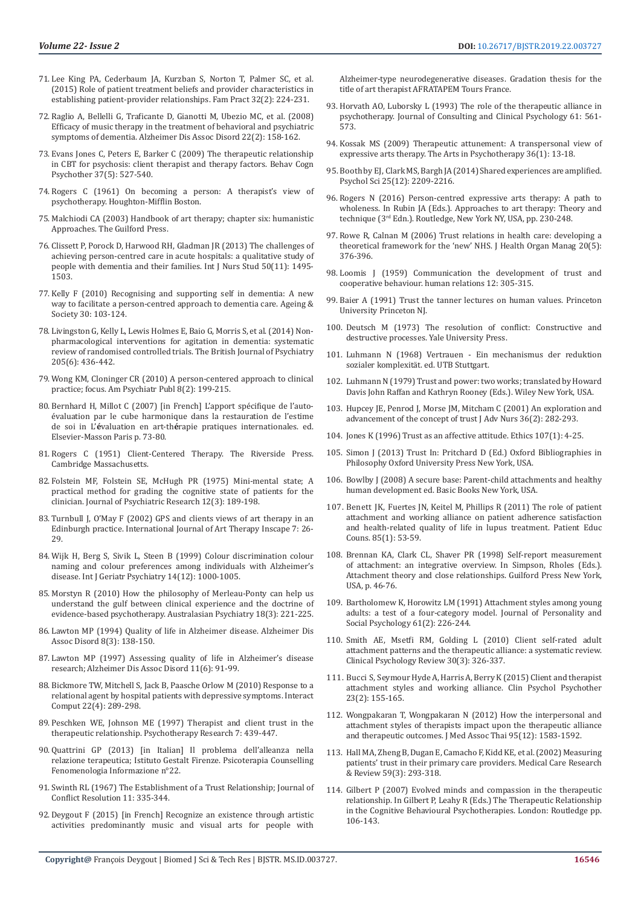71. Lee King PA, Cederbaum JA, Kurzban S, Norton T, Palmer SC, et al. (2015) Role of patient treatment beliefs and provider characteristics in establishing patient-provider relationships. Fam Pract 32(2): 224-231.

72. Raglio A, Bellelli G, Traficante D, Gianotti M, Ubezio MC, et al. (2008) Efficacy of music therapy in the treatment of behavioral and psychiatric symptoms of dementia. Alzheimer Dis Assoc Disord 22(2): 158-162.

73. Evans Jones C, Peters E, Barker C (2009) The therapeutic relationship in CBT for psychosis: client therapist and therapy factors. Behav Cogn Psychother 37(5): 527-540.

74. Rogers C (1961) On becoming a person: A therapist's view of psychotherapy. Houghton-Mifflin Boston.

75. Malchiodi CA (2003) Handbook of art therapy; chapter six: humanistic Approaches. The Guilford Press.

76. Clissett P, Porock D, Harwood RH, Gladman JR (2013) The challenges of achieving person-centred care in acute hospitals: a qualitative study of people with dementia and their families. Int J Nurs Stud 50(11): 1495-1503.

77. Kelly F (2010) Recognising and supporting self in dementia: A new way to facilitate a person-centred approach to dementia care. Ageing & Society 30: 103-124.

78. Livingston G, Kelly L, Lewis Holmes E, Baio G, Morris S, et al. (2014) Non-pharmacological interventions for agitation in dementia: systematic review of randomised controlled trials. The British Journal of Psychiatry 205(6): 436-442.

79. Wong KM, Cloninger CR (2010) A person-centered approach to clinical practice; focus. Am Psychiatr Publ 8(2): 199-215.

80. Bernhard H, Millot C (2007) [in French] L'apport spécifique de l'auto-évaluation par le cube harmonique dans la restauration de l'estime de soi in L'évaluation en art-thérapie pratiques internationales. ed. Elsevier-Masson Paris p. 73-80.

81. Rogers C (1951) Client-Centered Therapy. The Riverside Press. Cambridge Massachusetts.

82. Folstein MF, Folstein SE, McHugh PR (1975) Mini-mental state; A practical method for grading the cognitive state of patients for the clinician. Journal of Psychiatric Research 12(3): 189-198.

83. Turnbull J, O'May F (2002) GPS and clients views of art therapy in an Edinburgh practice. International Journal of Art Therapy Inscape 7: 26-29.

84. Wijk H, Berg S, Sivik L, Steen B (1999) Colour discrimination colour naming and colour preferences among individuals with Alzheimer's disease. Int J Geriatr Psychiatry 14(12): 1000-1005.

85. Morstyn R (2010) How the philosophy of Merleau-Ponty can help us understand the gulf between clinical experience and the doctrine of evidence-based psychotherapy. Australasian Psychiatry 18(3): 221-225.

86. Lawton MP (1994) Quality of life in Alzheimer disease. Alzheimer Dis Assoc Disord 8(3): 138-150.

87. Lawton MP (1997) Assessing quality of life in Alzheimer's disease research; Alzheimer Dis Assoc Disord 11(6): 91-99.

88. Bickmore TW, Mitchell S, Jack B, Paasche Orlow M (2010) Response to a relational agent by hospital patients with depressive symptoms. Interact Comput 22(4): 289-298.

89. Peschken WE, Johnson ME (1997) Therapist and client trust in the therapeutic relationship. Psychotherapy Research 7: 439-447.

90. Quattrini GP (2013) [in Italian] Il problema dell'alleanza nella relazione terapeutica; Istituto Gestalt Firenze. Psicoterapia Counselling Fenomenologia Informazione n°22.

91. Swinth RL (1967) The Establishment of a Trust Relationship; Journal of Conflict Resolution 11: 335-344.

92. Deygout F (2015) [in French] Recognize an existence through artistic activities predominantly music and visual arts for people with Alzheimer-type neurodegenerative diseases. Gradation thesis for the title of art therapist AFRATAPEM Tours France.

93. Horvath AO, Luborsky L (1993) The role of the therapeutic alliance in psychotherapy. Journal of Consulting and Clinical Psychology 61: 561-573.

94. Kossak MS (2009) Therapeutic attunement: A transpersonal view of expressive arts therapy. The Arts in Psychotherapy 36(1): 13-18.

95. Boothby EJ, Clark MS, Bargh JA (2014) Shared experiences are amplified. Psychol Sci 25(12): 2209-2216.

96. Rogers N (2016) Person-centred expressive arts therapy: A path to wholeness. In Rubin JA (Eds.). Approaches to art therapy: Theory and technique (3rd Edn.). Routledge, New York NY, USA, pp. 230-248.

97. Rowe R, Calnan M (2006) Trust relations in health care: developing a theoretical framework for the 'new' NHS. J Health Organ Manag 20(5): 376-396.

98. Loomis J (1959) Communication the development of trust and cooperative behaviour. human relations 12: 305-315.

99. Baier A (1991) Trust the tanner lectures on human values. Princeton University Princeton NJ.

100. Deutsch M (1973) The resolution of conflict: Constructive and destructive processes. Yale University Press.

101. Luhmann N (1968) Vertrauen - Ein mechanismus der reduktion sozialer komplexität. ed. UTB Stuttgart.

102. Luhmann N (1979) Trust and power: two works; translated by Howard Davis John Raffan and Kathryn Rooney (Eds.). Wiley New York, USA.

103. Hupcey JE, Penrod J, Morse JM, Mitcham C (2001) An exploration and advancement of the concept of trust J Adv Nurs 36(2): 282-293.

104. Jones K (1996) Trust as an affective attitude. Ethics 107(1): 4-25.

105. Simon J (2013) Trust In: Pritchard D (Ed.) Oxford Bibliographies in Philosophy Oxford University Press New York, USA.

106. Bowlby J (2008) A secure base: Parent-child attachments and healthy human development ed. Basic Books New York, USA.

107. Benett JK, Fuertes JN, Keitel M, Phillips R (2011) The role of patient attachment and working alliance on patient adherence satisfaction and health-related quality of life in lupus treatment. Patient Educ Couns. 85(1): 53-59.

108. Brennan KA, Clark CL, Shaver PR (1998) Self-report measurement of attachment: an integrative overview. In Simpson, Rholes (Eds.). Attachment theory and close relationships. Guilford Press New York, USA, p. 46-76.

109. Bartholomew K, Horowitz LM (1991) Attachment styles among young adults: a test of a four-category model. Journal of Personality and Social Psychology 61(2): 226-244.

110. Smith AE, Msetfi RM, Golding L (2010) Client self-rated adult attachment patterns and the therapeutic alliance: a systematic review. Clinical Psychology Review 30(3): 326-337.

111. Bucci S, Seymour Hyde A, Harris A, Berry K (2015) Client and therapist attachment styles and working alliance. Clin Psychol Psychother 23(2): 155-165.

112. Wongpakaran T, Wongpakaran N (2012) How the interpersonal and attachment styles of therapists impact upon the therapeutic alliance and therapeutic outcomes. J Med Assoc Thai 95(12): 1583-1592.

113. Hall MA, Zheng B, Dugan E, Camacho F, Kidd KE, et al. (2002) Measuring patients' trust in their primary care providers. Medical Care Research & Review 59(3): 293-318.

114. Gilbert P (2007) Evolved minds and compassion in the therapeutic relationship. In Gilbert P, Leahy R (Eds.) The Therapeutic Relationship in the Cognitive Behavioural Psychotherapies. London: Routledge pp. 106-143.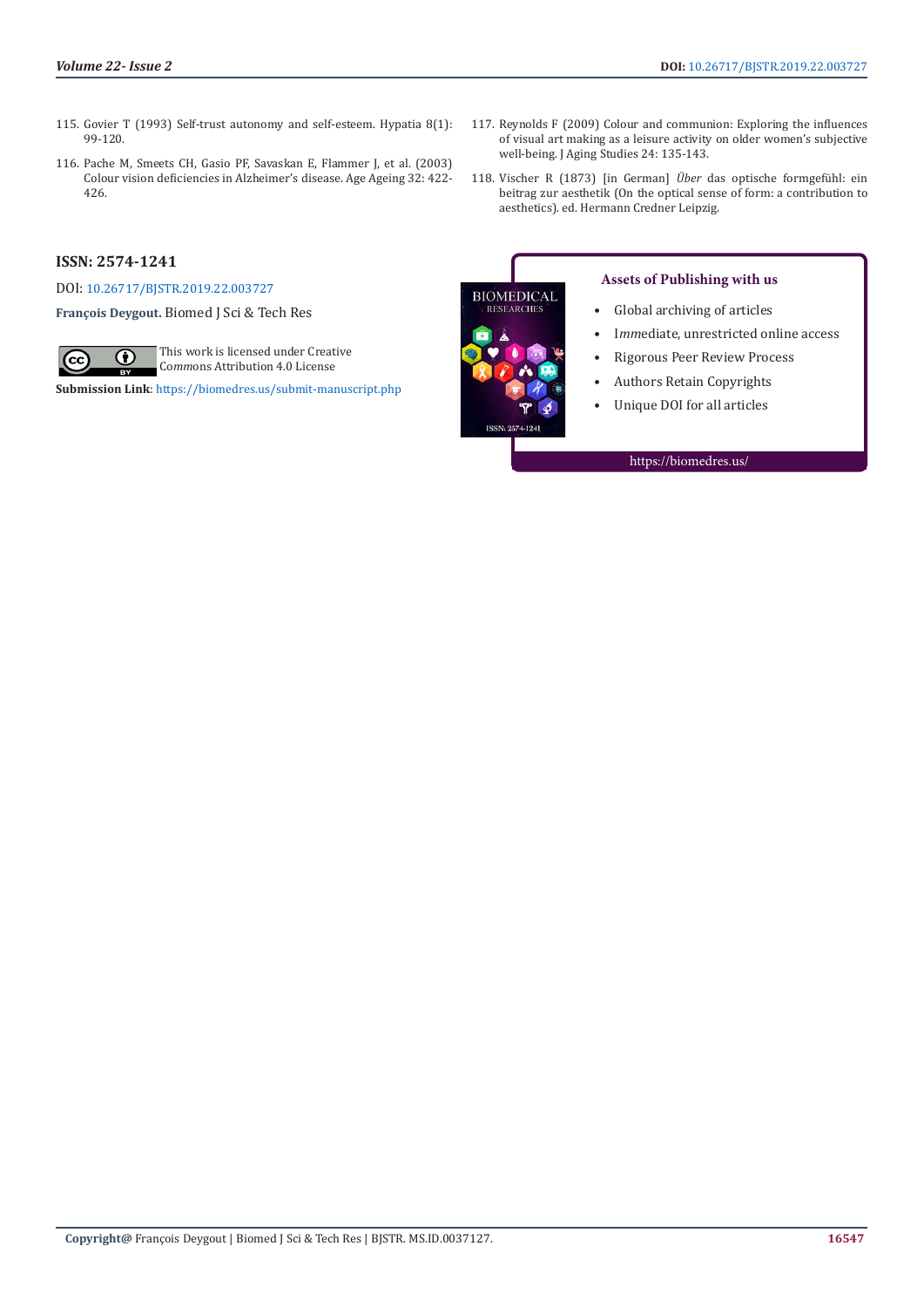115. Govier T (1993) Self-trust autonomy and self-esteem. Hypatia 8(1): 99-120.
116. Pache M, Smeets CH, Gasio PF, Savaskan E, Flammer J, et al. (2003) Colour vision deficiencies in Alzheimer's disease. Age Ageing 32: 422-426.
117. Reynolds F (2009) Colour and communion: Exploring the influences of visual art making as a leisure activity on older women's subjective well-being. J Aging Studies 24: 135-143.
118. Vischer R (1873) [in German] *Über* das optische formgefühl: ein beitrag zur aesthetik (On the optical sense of form: a contribution to aesthetics). ed. Hermann Credner Leipzig.

**ISSN: 2574-1241**

DOI: 10.26717/BJSTR.2019.22.003727

**François Deygout**. Biomed J Sci & Tech Res

This work is licensed under Creative Commons Attribution 4.0 License

**Submission Link**: https://biomedres.us/submit-manuscript.php

### Assets of Publishing with us

- Global archiving of articles
- Immediate, unrestricted online access
- Rigorous Peer Review Process
- Authors Retain Copyrights
- Unique DOI for all articles

https://biomedres.us/